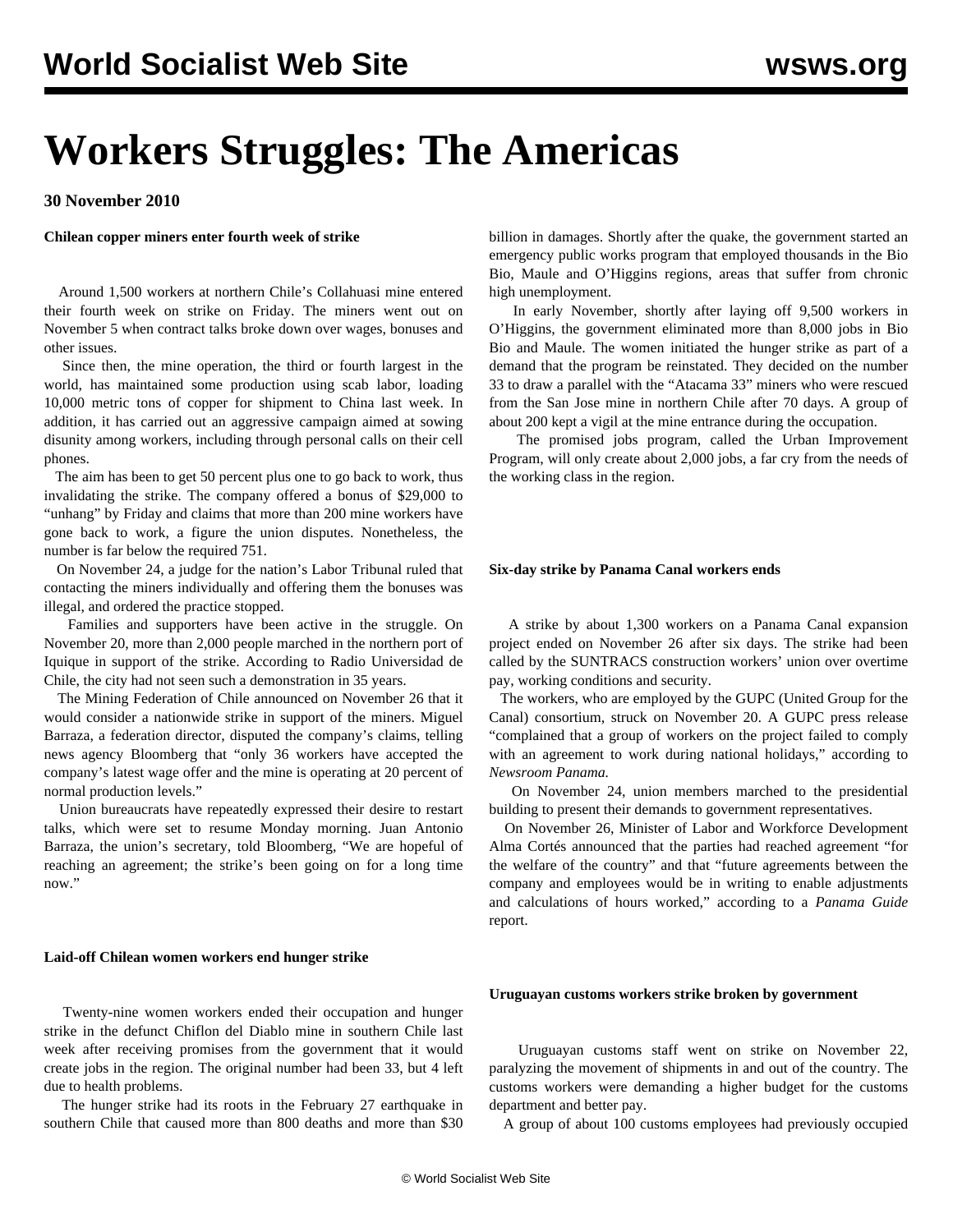# Workers Struggles: The Americas

**30 November 2010**

**Chilean copper miners enter fourth week of strike**

Around 1,500 workers at northern Chile's Collahuasi mine entered their fourth week on strike on Friday. The miners went out on November 5 when contract talks broke down over wages, bonuses and other issues.

Since then, the mine operation, the third or fourth largest in the world, has maintained some production using scab labor, loading 10,000 metric tons of copper for shipment to China last week. In addition, it has carried out an aggressive campaign aimed at sowing disunity among workers, including through personal calls on their cell phones.

The aim has been to get 50 percent plus one to go back to work, thus invalidating the strike. The company offered a bonus of $29,000 to "unhang" by Friday and claims that more than 200 mine workers have gone back to work, a figure the union disputes. Nonetheless, the number is far below the required 751.

On November 24, a judge for the nation's Labor Tribunal ruled that contacting the miners individually and offering them the bonuses was illegal, and ordered the practice stopped.

Families and supporters have been active in the struggle. On November 20, more than 2,000 people marched in the northern port of Iquique in support of the strike. According to Radio Universidad de Chile, the city had not seen such a demonstration in 35 years.

The Mining Federation of Chile announced on November 26 that it would consider a nationwide strike in support of the miners. Miguel Barraza, a federation director, disputed the company's claims, telling news agency Bloomberg that "only 36 workers have accepted the company's latest wage offer and the mine is operating at 20 percent of normal production levels."

Union bureaucrats have repeatedly expressed their desire to restart talks, which were set to resume Monday morning. Juan Antonio Barraza, the union's secretary, told Bloomberg, "We are hopeful of reaching an agreement; the strike's been going on for a long time now."

**Laid-off Chilean women workers end hunger strike**

Twenty-nine women workers ended their occupation and hunger strike in the defunct Chiflon del Diablo mine in southern Chile last week after receiving promises from the government that it would create jobs in the region. The original number had been 33, but 4 left due to health problems.

The hunger strike had its roots in the February 27 earthquake in southern Chile that caused more than 800 deaths and more than $30 billion in damages. Shortly after the quake, the government started an emergency public works program that employed thousands in the Bio Bio, Maule and O'Higgins regions, areas that suffer from chronic high unemployment.

In early November, shortly after laying off 9,500 workers in O'Higgins, the government eliminated more than 8,000 jobs in Bio Bio and Maule. The women initiated the hunger strike as part of a demand that the program be reinstated. They decided on the number 33 to draw a parallel with the "Atacama 33" miners who were rescued from the San Jose mine in northern Chile after 70 days. A group of about 200 kept a vigil at the mine entrance during the occupation.

The promised jobs program, called the Urban Improvement Program, will only create about 2,000 jobs, a far cry from the needs of the working class in the region.

**Six-day strike by Panama Canal workers ends**

A strike by about 1,300 workers on a Panama Canal expansion project ended on November 26 after six days. The strike had been called by the SUNTRACS construction workers' union over overtime pay, working conditions and security.

The workers, who are employed by the GUPC (United Group for the Canal) consortium, struck on November 20. A GUPC press release "complained that a group of workers on the project failed to comply with an agreement to work during national holidays," according to *Newsroom Panama.*

On November 24, union members marched to the presidential building to present their demands to government representatives.

On November 26, Minister of Labor and Workforce Development Alma Cortés announced that the parties had reached agreement "for the welfare of the country" and that "future agreements between the company and employees would be in writing to enable adjustments and calculations of hours worked," according to a *Panama Guide* report.

**Uruguayan customs workers strike broken by government**

Uruguayan customs staff went on strike on November 22, paralyzing the movement of shipments in and out of the country. The customs workers were demanding a higher budget for the customs department and better pay.

A group of about 100 customs employees had previously occupied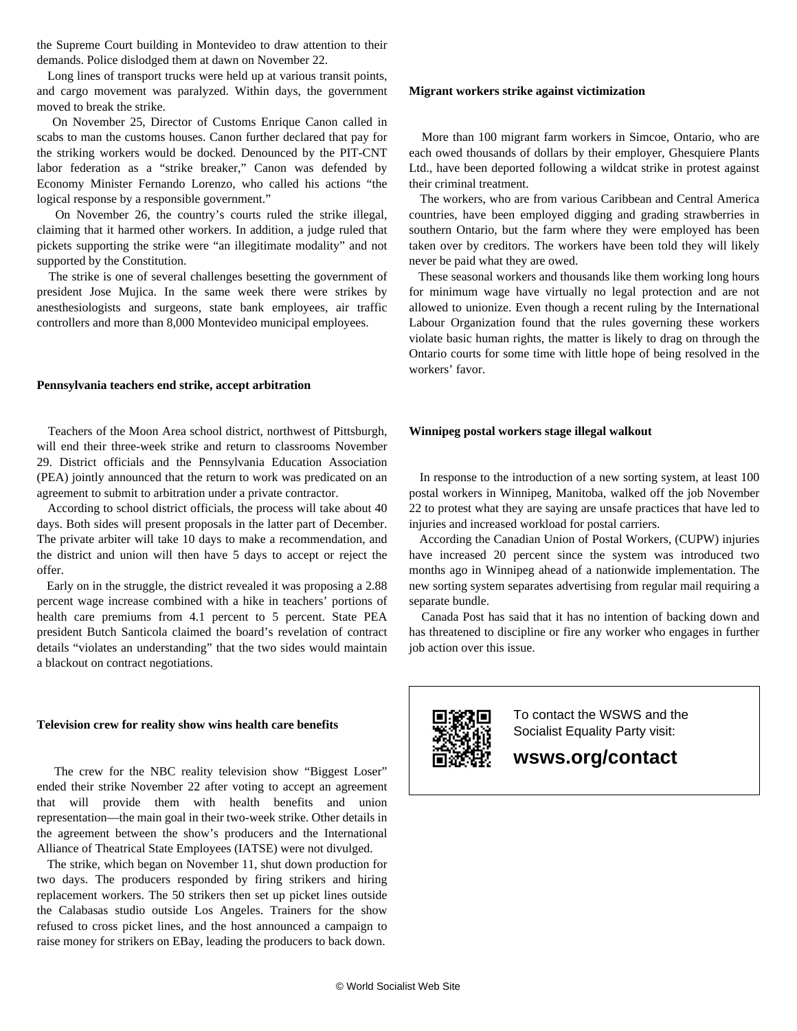the Supreme Court building in Montevideo to draw attention to their demands. Police dislodged them at dawn on November 22.

Long lines of transport trucks were held up at various transit points, and cargo movement was paralyzed. Within days, the government moved to break the strike.

On November 25, Director of Customs Enrique Canon called in scabs to man the customs houses. Canon further declared that pay for the striking workers would be docked. Denounced by the PIT-CNT labor federation as a "strike breaker," Canon was defended by Economy Minister Fernando Lorenzo, who called his actions "the logical response by a responsible government."

On November 26, the country's courts ruled the strike illegal, claiming that it harmed other workers. In addition, a judge ruled that pickets supporting the strike were "an illegitimate modality" and not supported by the Constitution.

The strike is one of several challenges besetting the government of president Jose Mujica. In the same week there were strikes by anesthesiologists and surgeons, state bank employees, air traffic controllers and more than 8,000 Montevideo municipal employees.

**Pennsylvania teachers end strike, accept arbitration**

Teachers of the Moon Area school district, northwest of Pittsburgh, will end their three-week strike and return to classrooms November 29. District officials and the Pennsylvania Education Association (PEA) jointly announced that the return to work was predicated on an agreement to submit to arbitration under a private contractor.

According to school district officials, the process will take about 40 days. Both sides will present proposals in the latter part of December. The private arbiter will take 10 days to make a recommendation, and the district and union will then have 5 days to accept or reject the offer.

Early on in the struggle, the district revealed it was proposing a 2.88 percent wage increase combined with a hike in teachers' portions of health care premiums from 4.1 percent to 5 percent. State PEA president Butch Santicola claimed the board's revelation of contract details "violates an understanding" that the two sides would maintain a blackout on contract negotiations.

**Television crew for reality show wins health care benefits**

The crew for the NBC reality television show "Biggest Loser" ended their strike November 22 after voting to accept an agreement that will provide them with health benefits and union representation—the main goal in their two-week strike. Other details in the agreement between the show's producers and the International Alliance of Theatrical State Employees (IATSE) were not divulged.

The strike, which began on November 11, shut down production for two days. The producers responded by firing strikers and hiring replacement workers. The 50 strikers then set up picket lines outside the Calabasas studio outside Los Angeles. Trainers for the show refused to cross picket lines, and the host announced a campaign to raise money for strikers on EBay, leading the producers to back down.

**Migrant workers strike against victimization**

More than 100 migrant farm workers in Simcoe, Ontario, who are each owed thousands of dollars by their employer, Ghesquiere Plants Ltd., have been deported following a wildcat strike in protest against their criminal treatment.

The workers, who are from various Caribbean and Central America countries, have been employed digging and grading strawberries in southern Ontario, but the farm where they were employed has been taken over by creditors. The workers have been told they will likely never be paid what they are owed.

These seasonal workers and thousands like them working long hours for minimum wage have virtually no legal protection and are not allowed to unionize. Even though a recent ruling by the International Labour Organization found that the rules governing these workers violate basic human rights, the matter is likely to drag on through the Ontario courts for some time with little hope of being resolved in the workers' favor.

**Winnipeg postal workers stage illegal walkout**

In response to the introduction of a new sorting system, at least 100 postal workers in Winnipeg, Manitoba, walked off the job November 22 to protest what they are saying are unsafe practices that have led to injuries and increased workload for postal carriers.

According the Canadian Union of Postal Workers, (CUPW) injuries have increased 20 percent since the system was introduced two months ago in Winnipeg ahead of a nationwide implementation. The new sorting system separates advertising from regular mail requiring a separate bundle.

Canada Post has said that it has no intention of backing down and has threatened to discipline or fire any worker who engages in further job action over this issue.

To contact the WSWS and the Socialist Equality Party visit:

**wsws.org/contact**